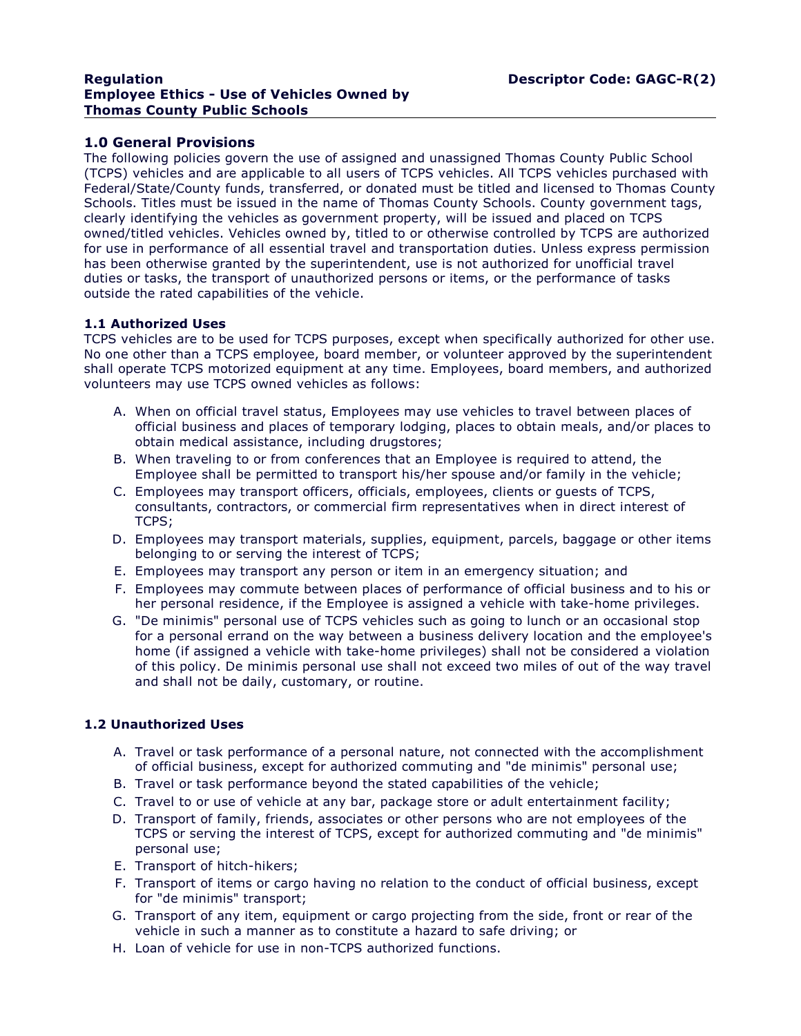**Regulation** **Descriptor Code: GAGC-R(2)**
**Employee Ethics - Use of Vehicles Owned by Thomas County Public Schools**

## 1.0 General Provisions

The following policies govern the use of assigned and unassigned Thomas County Public School (TCPS) vehicles and are applicable to all users of TCPS vehicles. All TCPS vehicles purchased with Federal/State/County funds, transferred, or donated must be titled and licensed to Thomas County Schools. Titles must be issued in the name of Thomas County Schools. County government tags, clearly identifying the vehicles as government property, will be issued and placed on TCPS owned/titled vehicles. Vehicles owned by, titled to or otherwise controlled by TCPS are authorized for use in performance of all essential travel and transportation duties. Unless express permission has been otherwise granted by the superintendent, use is not authorized for unofficial travel duties or tasks, the transport of unauthorized persons or items, or the performance of tasks outside the rated capabilities of the vehicle.

### 1.1 Authorized Uses

TCPS vehicles are to be used for TCPS purposes, except when specifically authorized for other use. No one other than a TCPS employee, board member, or volunteer approved by the superintendent shall operate TCPS motorized equipment at any time. Employees, board members, and authorized volunteers may use TCPS owned vehicles as follows:

A. When on official travel status, Employees may use vehicles to travel between places of official business and places of temporary lodging, places to obtain meals, and/or places to obtain medical assistance, including drugstores;
B. When traveling to or from conferences that an Employee is required to attend, the Employee shall be permitted to transport his/her spouse and/or family in the vehicle;
C. Employees may transport officers, officials, employees, clients or guests of TCPS, consultants, contractors, or commercial firm representatives when in direct interest of TCPS;
D. Employees may transport materials, supplies, equipment, parcels, baggage or other items belonging to or serving the interest of TCPS;
E. Employees may transport any person or item in an emergency situation; and
F. Employees may commute between places of performance of official business and to his or her personal residence, if the Employee is assigned a vehicle with take-home privileges.
G. "De minimis" personal use of TCPS vehicles such as going to lunch or an occasional stop for a personal errand on the way between a business delivery location and the employee's home (if assigned a vehicle with take-home privileges) shall not be considered a violation of this policy. De minimis personal use shall not exceed two miles of out of the way travel and shall not be daily, customary, or routine.

### 1.2 Unauthorized Uses

A. Travel or task performance of a personal nature, not connected with the accomplishment of official business, except for authorized commuting and "de minimis" personal use;
B. Travel or task performance beyond the stated capabilities of the vehicle;
C. Travel to or use of vehicle at any bar, package store or adult entertainment facility;
D. Transport of family, friends, associates or other persons who are not employees of the TCPS or serving the interest of TCPS, except for authorized commuting and "de minimis" personal use;
E. Transport of hitch-hikers;
F. Transport of items or cargo having no relation to the conduct of official business, except for "de minimis" transport;
G. Transport of any item, equipment or cargo projecting from the side, front or rear of the vehicle in such a manner as to constitute a hazard to safe driving; or
H. Loan of vehicle for use in non-TCPS authorized functions.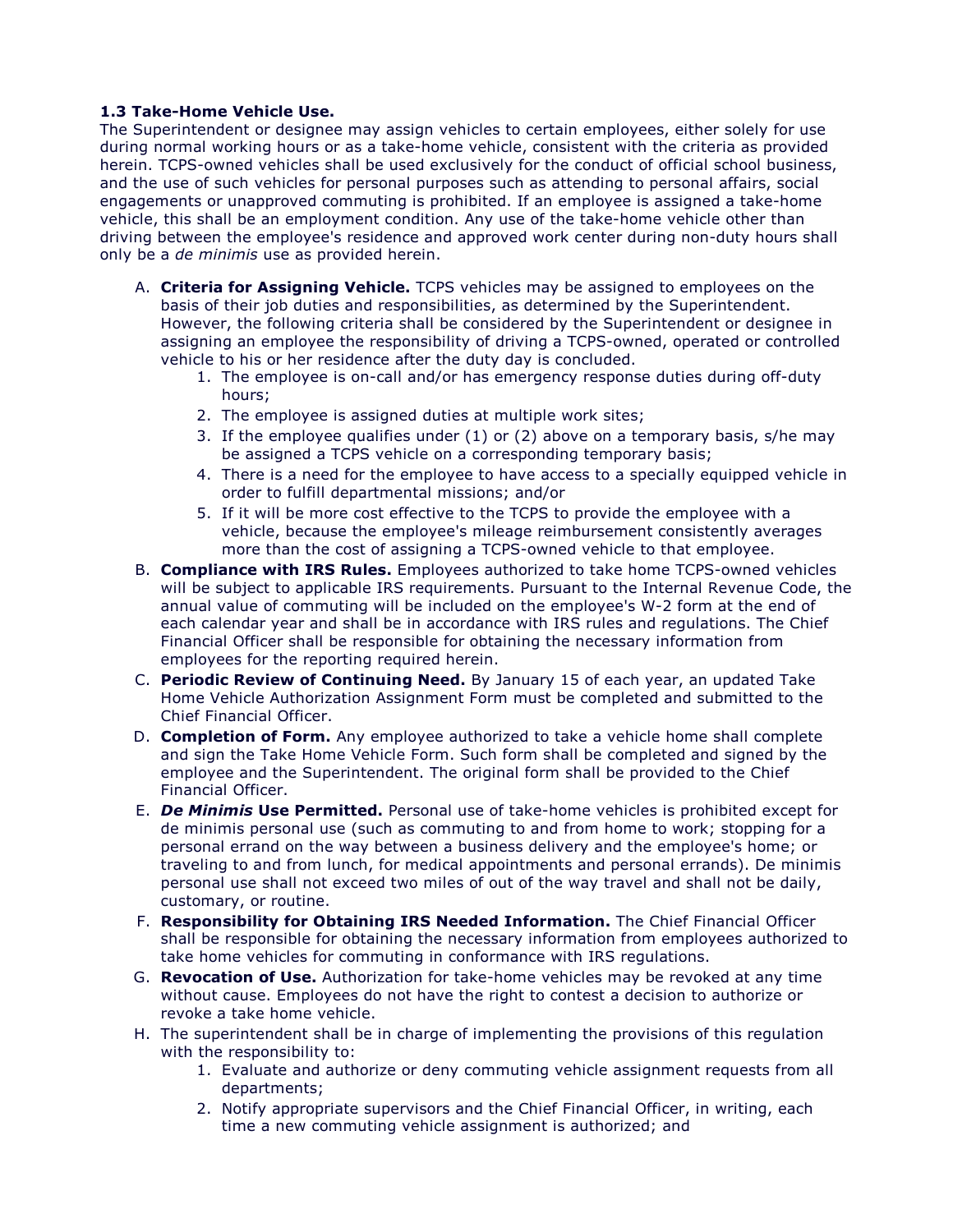**1.3 Take-Home Vehicle Use.**
The Superintendent or designee may assign vehicles to certain employees, either solely for use during normal working hours or as a take-home vehicle, consistent with the criteria as provided herein. TCPS-owned vehicles shall be used exclusively for the conduct of official school business, and the use of such vehicles for personal purposes such as attending to personal affairs, social engagements or unapproved commuting is prohibited. If an employee is assigned a take-home vehicle, this shall be an employment condition. Any use of the take-home vehicle other than driving between the employee's residence and approved work center during non-duty hours shall only be a *de minimis* use as provided herein.

A. **Criteria for Assigning Vehicle.** TCPS vehicles may be assigned to employees on the basis of their job duties and responsibilities, as determined by the Superintendent. However, the following criteria shall be considered by the Superintendent or designee in assigning an employee the responsibility of driving a TCPS-owned, operated or controlled vehicle to his or her residence after the duty day is concluded.
   1. The employee is on-call and/or has emergency response duties during off-duty hours;
   2. The employee is assigned duties at multiple work sites;
   3. If the employee qualifies under (1) or (2) above on a temporary basis, s/he may be assigned a TCPS vehicle on a corresponding temporary basis;
   4. There is a need for the employee to have access to a specially equipped vehicle in order to fulfill departmental missions; and/or
   5. If it will be more cost effective to the TCPS to provide the employee with a vehicle, because the employee's mileage reimbursement consistently averages more than the cost of assigning a TCPS-owned vehicle to that employee.

B. **Compliance with IRS Rules.** Employees authorized to take home TCPS-owned vehicles will be subject to applicable IRS requirements. Pursuant to the Internal Revenue Code, the annual value of commuting will be included on the employee's W-2 form at the end of each calendar year and shall be in accordance with IRS rules and regulations. The Chief Financial Officer shall be responsible for obtaining the necessary information from employees for the reporting required herein.

C. **Periodic Review of Continuing Need.** By January 15 of each year, an updated Take Home Vehicle Authorization Assignment Form must be completed and submitted to the Chief Financial Officer.

D. **Completion of Form.** Any employee authorized to take a vehicle home shall complete and sign the Take Home Vehicle Form. Such form shall be completed and signed by the employee and the Superintendent. The original form shall be provided to the Chief Financial Officer.

E. ***De Minimis* Use Permitted.** Personal use of take-home vehicles is prohibited except for de minimis personal use (such as commuting to and from home to work; stopping for a personal errand on the way between a business delivery and the employee's home; or traveling to and from lunch, for medical appointments and personal errands). De minimis personal use shall not exceed two miles of out of the way travel and shall not be daily, customary, or routine.

F. **Responsibility for Obtaining IRS Needed Information.** The Chief Financial Officer shall be responsible for obtaining the necessary information from employees authorized to take home vehicles for commuting in conformance with IRS regulations.

G. **Revocation of Use.** Authorization for take-home vehicles may be revoked at any time without cause. Employees do not have the right to contest a decision to authorize or revoke a take home vehicle.

H. The superintendent shall be in charge of implementing the provisions of this regulation with the responsibility to:
   1. Evaluate and authorize or deny commuting vehicle assignment requests from all departments;
   2. Notify appropriate supervisors and the Chief Financial Officer, in writing, each time a new commuting vehicle assignment is authorized; and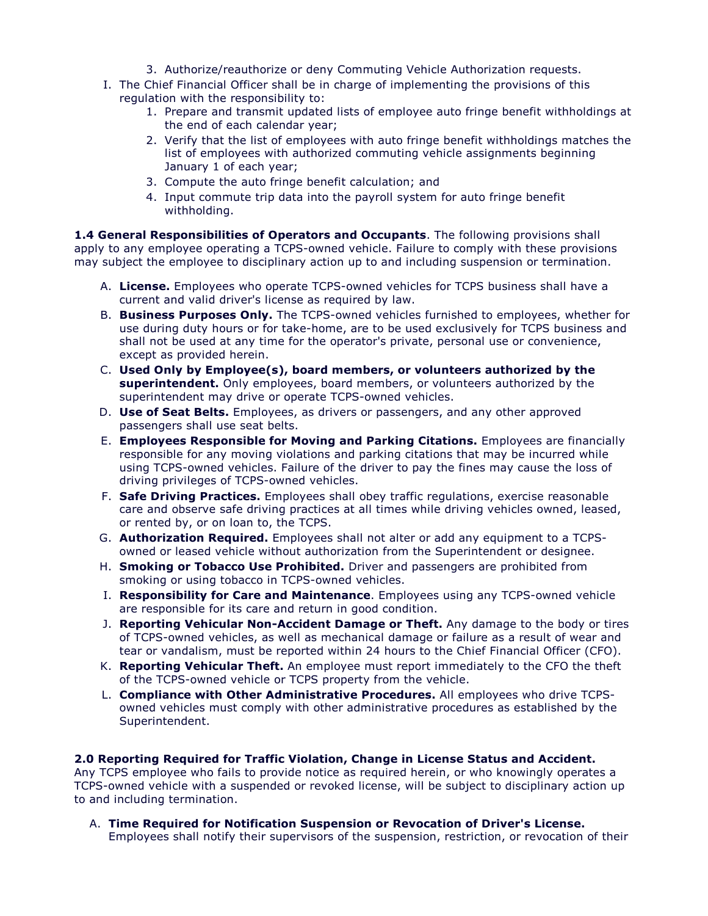3. Authorize/reauthorize or deny Commuting Vehicle Authorization requests.

I. The Chief Financial Officer shall be in charge of implementing the provisions of this regulation with the responsibility to:
   1. Prepare and transmit updated lists of employee auto fringe benefit withholdings at the end of each calendar year;
   2. Verify that the list of employees with auto fringe benefit withholdings matches the list of employees with authorized commuting vehicle assignments beginning January 1 of each year;
   3. Compute the auto fringe benefit calculation; and
   4. Input commute trip data into the payroll system for auto fringe benefit withholding.

**1.4 General Responsibilities of Operators and Occupants**. The following provisions shall apply to any employee operating a TCPS-owned vehicle. Failure to comply with these provisions may subject the employee to disciplinary action up to and including suspension or termination.

A. **License.** Employees who operate TCPS-owned vehicles for TCPS business shall have a current and valid driver's license as required by law.

B. **Business Purposes Only.** The TCPS-owned vehicles furnished to employees, whether for use during duty hours or for take-home, are to be used exclusively for TCPS business and shall not be used at any time for the operator's private, personal use or convenience, except as provided herein.

C. **Used Only by Employee(s), board members, or volunteers authorized by the superintendent.** Only employees, board members, or volunteers authorized by the superintendent may drive or operate TCPS-owned vehicles.

D. **Use of Seat Belts.** Employees, as drivers or passengers, and any other approved passengers shall use seat belts.

E. **Employees Responsible for Moving and Parking Citations.** Employees are financially responsible for any moving violations and parking citations that may be incurred while using TCPS-owned vehicles. Failure of the driver to pay the fines may cause the loss of driving privileges of TCPS-owned vehicles.

F. **Safe Driving Practices.** Employees shall obey traffic regulations, exercise reasonable care and observe safe driving practices at all times while driving vehicles owned, leased, or rented by, or on loan to, the TCPS.

G. **Authorization Required.** Employees shall not alter or add any equipment to a TCPS-owned or leased vehicle without authorization from the Superintendent or designee.

H. **Smoking or Tobacco Use Prohibited.** Driver and passengers are prohibited from smoking or using tobacco in TCPS-owned vehicles.

I. **Responsibility for Care and Maintenance**. Employees using any TCPS-owned vehicle are responsible for its care and return in good condition.

J. **Reporting Vehicular Non-Accident Damage or Theft.** Any damage to the body or tires of TCPS-owned vehicles, as well as mechanical damage or failure as a result of wear and tear or vandalism, must be reported within 24 hours to the Chief Financial Officer (CFO).

K. **Reporting Vehicular Theft.** An employee must report immediately to the CFO the theft of the TCPS-owned vehicle or TCPS property from the vehicle.

L. **Compliance with Other Administrative Procedures.** All employees who drive TCPS-owned vehicles must comply with other administrative procedures as established by the Superintendent.

**2.0 Reporting Required for Traffic Violation, Change in License Status and Accident.** Any TCPS employee who fails to provide notice as required herein, or who knowingly operates a TCPS-owned vehicle with a suspended or revoked license, will be subject to disciplinary action up to and including termination.

A. **Time Required for Notification Suspension or Revocation of Driver's License.** Employees shall notify their supervisors of the suspension, restriction, or revocation of their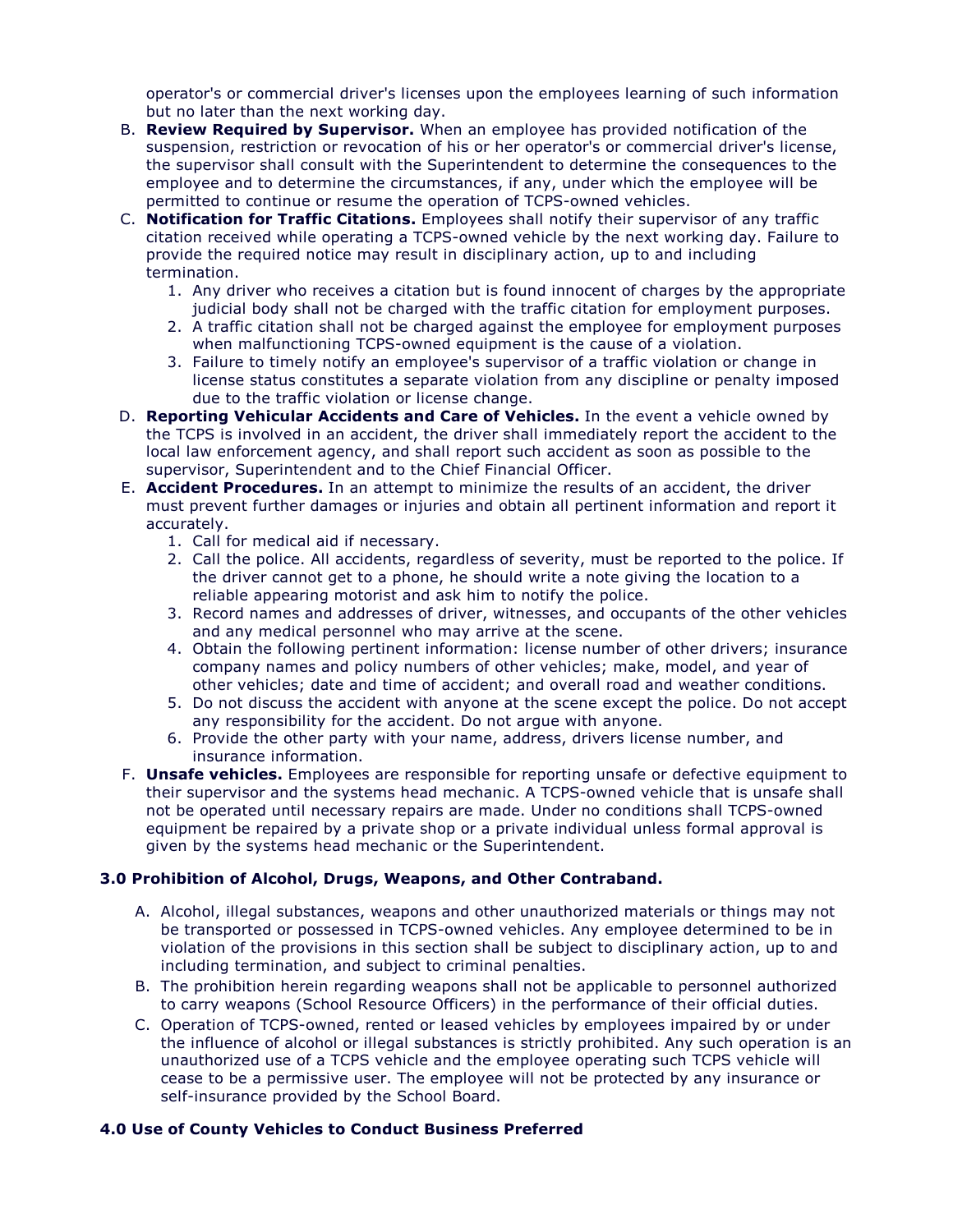operator's or commercial driver's licenses upon the employees learning of such information but no later than the next working day.

B. **Review Required by Supervisor.** When an employee has provided notification of the suspension, restriction or revocation of his or her operator's or commercial driver's license, the supervisor shall consult with the Superintendent to determine the consequences to the employee and to determine the circumstances, if any, under which the employee will be permitted to continue or resume the operation of TCPS-owned vehicles.

C. **Notification for Traffic Citations.** Employees shall notify their supervisor of any traffic citation received while operating a TCPS-owned vehicle by the next working day. Failure to provide the required notice may result in disciplinary action, up to and including termination.
   1. Any driver who receives a citation but is found innocent of charges by the appropriate judicial body shall not be charged with the traffic citation for employment purposes.
   2. A traffic citation shall not be charged against the employee for employment purposes when malfunctioning TCPS-owned equipment is the cause of a violation.
   3. Failure to timely notify an employee's supervisor of a traffic violation or change in license status constitutes a separate violation from any discipline or penalty imposed due to the traffic violation or license change.

D. **Reporting Vehicular Accidents and Care of Vehicles.** In the event a vehicle owned by the TCPS is involved in an accident, the driver shall immediately report the accident to the local law enforcement agency, and shall report such accident as soon as possible to the supervisor, Superintendent and to the Chief Financial Officer.

E. **Accident Procedures.** In an attempt to minimize the results of an accident, the driver must prevent further damages or injuries and obtain all pertinent information and report it accurately.
   1. Call for medical aid if necessary.
   2. Call the police. All accidents, regardless of severity, must be reported to the police. If the driver cannot get to a phone, he should write a note giving the location to a reliable appearing motorist and ask him to notify the police.
   3. Record names and addresses of driver, witnesses, and occupants of the other vehicles and any medical personnel who may arrive at the scene.
   4. Obtain the following pertinent information: license number of other drivers; insurance company names and policy numbers of other vehicles; make, model, and year of other vehicles; date and time of accident; and overall road and weather conditions.
   5. Do not discuss the accident with anyone at the scene except the police. Do not accept any responsibility for the accident. Do not argue with anyone.
   6. Provide the other party with your name, address, drivers license number, and insurance information.

F. **Unsafe vehicles.** Employees are responsible for reporting unsafe or defective equipment to their supervisor and the systems head mechanic. A TCPS-owned vehicle that is unsafe shall not be operated until necessary repairs are made. Under no conditions shall TCPS-owned equipment be repaired by a private shop or a private individual unless formal approval is given by the systems head mechanic or the Superintendent.

### 3.0 Prohibition of Alcohol, Drugs, Weapons, and Other Contraband.

A. Alcohol, illegal substances, weapons and other unauthorized materials or things may not be transported or possessed in TCPS-owned vehicles. Any employee determined to be in violation of the provisions in this section shall be subject to disciplinary action, up to and including termination, and subject to criminal penalties.

B. The prohibition herein regarding weapons shall not be applicable to personnel authorized to carry weapons (School Resource Officers) in the performance of their official duties.

C. Operation of TCPS-owned, rented or leased vehicles by employees impaired by or under the influence of alcohol or illegal substances is strictly prohibited. Any such operation is an unauthorized use of a TCPS vehicle and the employee operating such TCPS vehicle will cease to be a permissive user. The employee will not be protected by any insurance or self-insurance provided by the School Board.

### 4.0 Use of County Vehicles to Conduct Business Preferred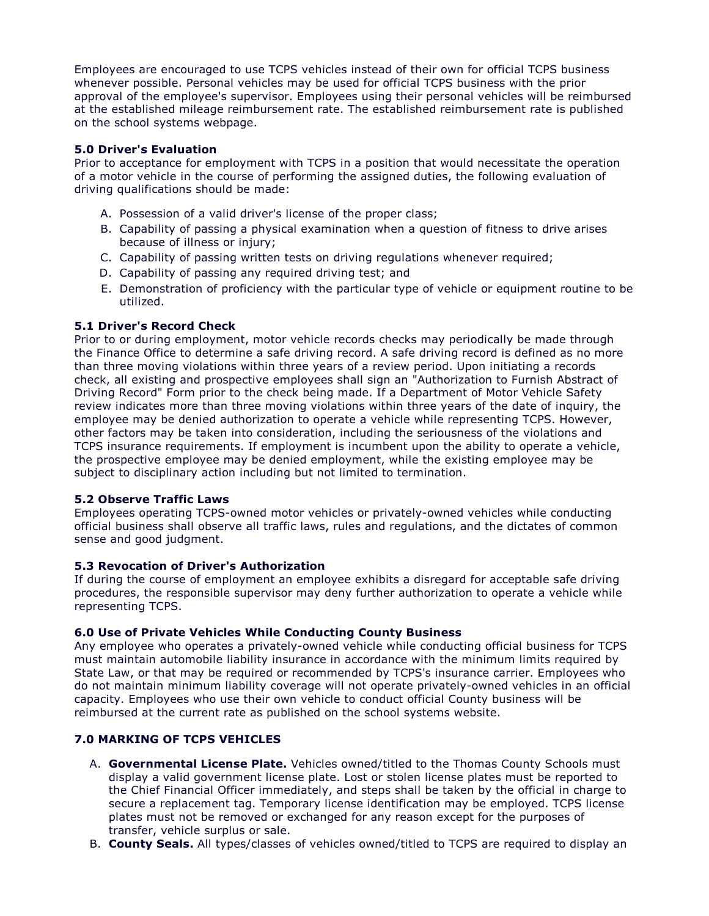Employees are encouraged to use TCPS vehicles instead of their own for official TCPS business whenever possible. Personal vehicles may be used for official TCPS business with the prior approval of the employee's supervisor. Employees using their personal vehicles will be reimbursed at the established mileage reimbursement rate. The established reimbursement rate is published on the school systems webpage.

### 5.0 Driver's Evaluation

Prior to acceptance for employment with TCPS in a position that would necessitate the operation of a motor vehicle in the course of performing the assigned duties, the following evaluation of driving qualifications should be made:

A. Possession of a valid driver's license of the proper class;
B. Capability of passing a physical examination when a question of fitness to drive arises because of illness or injury;
C. Capability of passing written tests on driving regulations whenever required;
D. Capability of passing any required driving test; and
E. Demonstration of proficiency with the particular type of vehicle or equipment routine to be utilized.

### 5.1 Driver's Record Check

Prior to or during employment, motor vehicle records checks may periodically be made through the Finance Office to determine a safe driving record. A safe driving record is defined as no more than three moving violations within three years of a review period. Upon initiating a records check, all existing and prospective employees shall sign an "Authorization to Furnish Abstract of Driving Record" Form prior to the check being made. If a Department of Motor Vehicle Safety review indicates more than three moving violations within three years of the date of inquiry, the employee may be denied authorization to operate a vehicle while representing TCPS. However, other factors may be taken into consideration, including the seriousness of the violations and TCPS insurance requirements. If employment is incumbent upon the ability to operate a vehicle, the prospective employee may be denied employment, while the existing employee may be subject to disciplinary action including but not limited to termination.

### 5.2 Observe Traffic Laws

Employees operating TCPS-owned motor vehicles or privately-owned vehicles while conducting official business shall observe all traffic laws, rules and regulations, and the dictates of common sense and good judgment.

### 5.3 Revocation of Driver's Authorization

If during the course of employment an employee exhibits a disregard for acceptable safe driving procedures, the responsible supervisor may deny further authorization to operate a vehicle while representing TCPS.

### 6.0 Use of Private Vehicles While Conducting County Business

Any employee who operates a privately-owned vehicle while conducting official business for TCPS must maintain automobile liability insurance in accordance with the minimum limits required by State Law, or that may be required or recommended by TCPS's insurance carrier. Employees who do not maintain minimum liability coverage will not operate privately-owned vehicles in an official capacity. Employees who use their own vehicle to conduct official County business will be reimbursed at the current rate as published on the school systems website.

### 7.0 MARKING OF TCPS VEHICLES

A. **Governmental License Plate.** Vehicles owned/titled to the Thomas County Schools must display a valid government license plate. Lost or stolen license plates must be reported to the Chief Financial Officer immediately, and steps shall be taken by the official in charge to secure a replacement tag. Temporary license identification may be employed. TCPS license plates must not be removed or exchanged for any reason except for the purposes of transfer, vehicle surplus or sale.
B. **County Seals.** All types/classes of vehicles owned/titled to TCPS are required to display an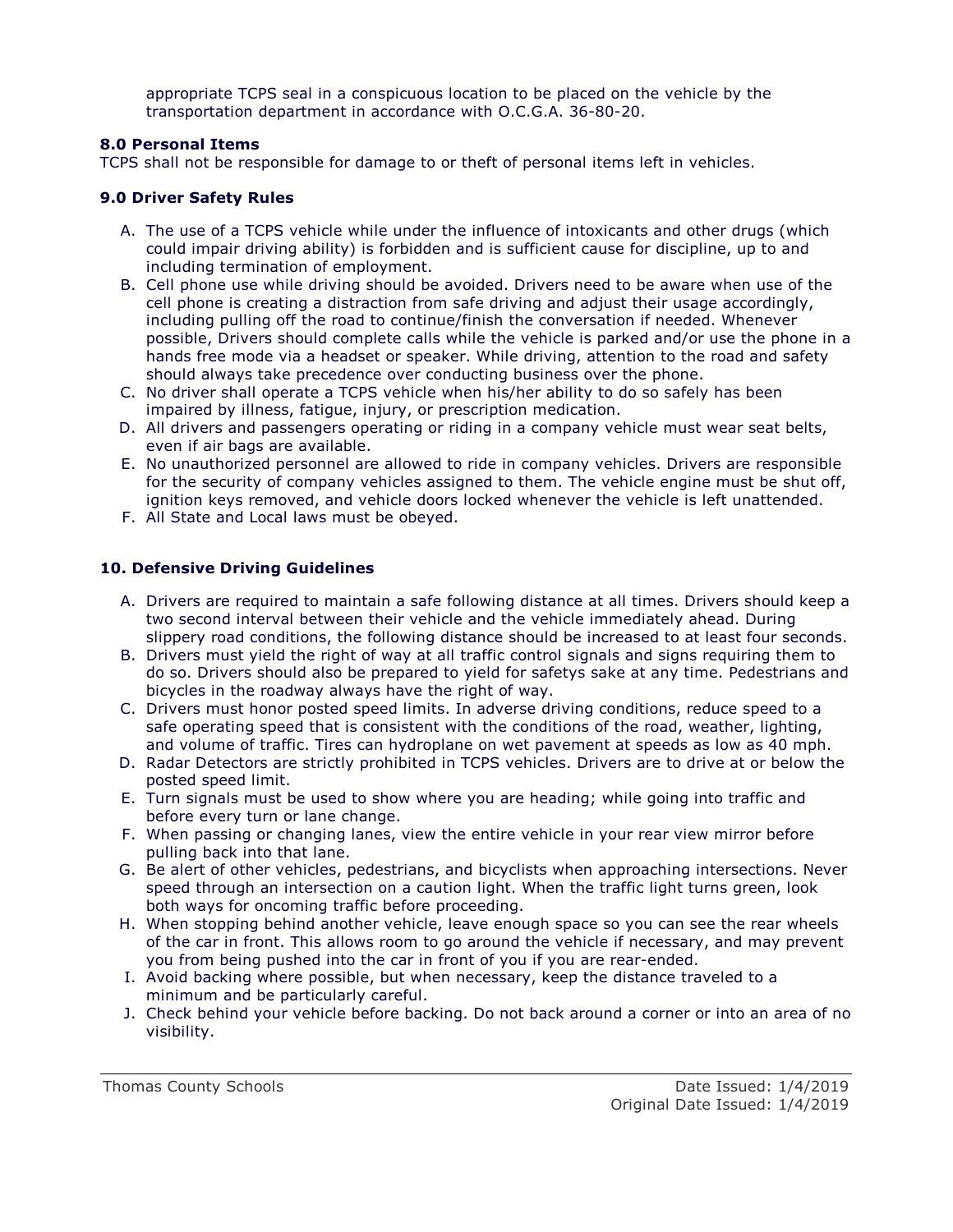appropriate TCPS seal in a conspicuous location to be placed on the vehicle by the transportation department in accordance with O.C.G.A. 36-80-20.

**8.0 Personal Items**

TCPS shall not be responsible for damage to or theft of personal items left in vehicles.

**9.0 Driver Safety Rules**

A. The use of a TCPS vehicle while under the influence of intoxicants and other drugs (which could impair driving ability) is forbidden and is sufficient cause for discipline, up to and including termination of employment.
B. Cell phone use while driving should be avoided. Drivers need to be aware when use of the cell phone is creating a distraction from safe driving and adjust their usage accordingly, including pulling off the road to continue/finish the conversation if needed. Whenever possible, Drivers should complete calls while the vehicle is parked and/or use the phone in a hands free mode via a headset or speaker. While driving, attention to the road and safety should always take precedence over conducting business over the phone.
C. No driver shall operate a TCPS vehicle when his/her ability to do so safely has been impaired by illness, fatigue, injury, or prescription medication.
D. All drivers and passengers operating or riding in a company vehicle must wear seat belts, even if air bags are available.
E. No unauthorized personnel are allowed to ride in company vehicles. Drivers are responsible for the security of company vehicles assigned to them. The vehicle engine must be shut off, ignition keys removed, and vehicle doors locked whenever the vehicle is left unattended.
F. All State and Local laws must be obeyed.

**10. Defensive Driving Guidelines**

A. Drivers are required to maintain a safe following distance at all times. Drivers should keep a two second interval between their vehicle and the vehicle immediately ahead. During slippery road conditions, the following distance should be increased to at least four seconds.
B. Drivers must yield the right of way at all traffic control signals and signs requiring them to do so. Drivers should also be prepared to yield for safetys sake at any time. Pedestrians and bicycles in the roadway always have the right of way.
C. Drivers must honor posted speed limits. In adverse driving conditions, reduce speed to a safe operating speed that is consistent with the conditions of the road, weather, lighting, and volume of traffic. Tires can hydroplane on wet pavement at speeds as low as 40 mph.
D. Radar Detectors are strictly prohibited in TCPS vehicles. Drivers are to drive at or below the posted speed limit.
E. Turn signals must be used to show where you are heading; while going into traffic and before every turn or lane change.
F. When passing or changing lanes, view the entire vehicle in your rear view mirror before pulling back into that lane.
G. Be alert of other vehicles, pedestrians, and bicyclists when approaching intersections. Never speed through an intersection on a caution light. When the traffic light turns green, look both ways for oncoming traffic before proceeding.
H. When stopping behind another vehicle, leave enough space so you can see the rear wheels of the car in front. This allows room to go around the vehicle if necessary, and may prevent you from being pushed into the car in front of you if you are rear-ended.
I. Avoid backing where possible, but when necessary, keep the distance traveled to a minimum and be particularly careful.
J. Check behind your vehicle before backing. Do not back around a corner or into an area of no visibility.